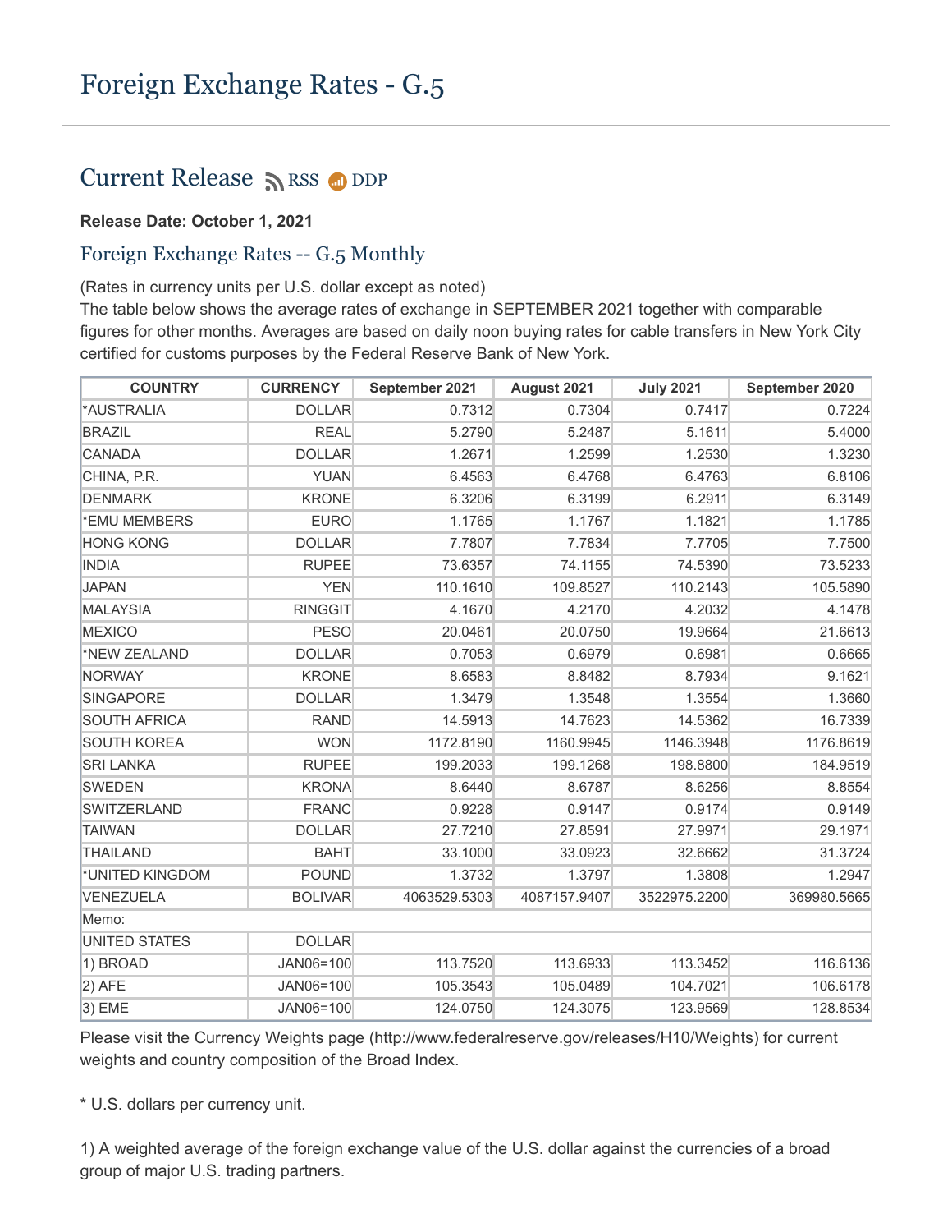# Foreign Exchange Rates - G.5

## Current Release RSS DDP

**Release Date: October 1, 2021**

### Foreign Exchange Rates -- G.5 Monthly

(Rates in currency units per U.S. dollar except as noted)
The table below shows the average rates of exchange in SEPTEMBER 2021 together with comparable figures for other months. Averages are based on daily noon buying rates for cable transfers in New York City certified for customs purposes by the Federal Reserve Bank of New York.

| COUNTRY | CURRENCY | September 2021 | August 2021 | July 2021 | September 2020 |
|---|---|---|---|---|---|
| *AUSTRALIA | DOLLAR | 0.7312 | 0.7304 | 0.7417 | 0.7224 |
| BRAZIL | REAL | 5.2790 | 5.2487 | 5.1611 | 5.4000 |
| CANADA | DOLLAR | 1.2671 | 1.2599 | 1.2530 | 1.3230 |
| CHINA, P.R. | YUAN | 6.4563 | 6.4768 | 6.4763 | 6.8106 |
| DENMARK | KRONE | 6.3206 | 6.3199 | 6.2911 | 6.3149 |
| *EMU MEMBERS | EURO | 1.1765 | 1.1767 | 1.1821 | 1.1785 |
| HONG KONG | DOLLAR | 7.7807 | 7.7834 | 7.7705 | 7.7500 |
| INDIA | RUPEE | 73.6357 | 74.1155 | 74.5390 | 73.5233 |
| JAPAN | YEN | 110.1610 | 109.8527 | 110.2143 | 105.5890 |
| MALAYSIA | RINGGIT | 4.1670 | 4.2170 | 4.2032 | 4.1478 |
| MEXICO | PESO | 20.0461 | 20.0750 | 19.9664 | 21.6613 |
| *NEW ZEALAND | DOLLAR | 0.7053 | 0.6979 | 0.6981 | 0.6665 |
| NORWAY | KRONE | 8.6583 | 8.8482 | 8.7934 | 9.1621 |
| SINGAPORE | DOLLAR | 1.3479 | 1.3548 | 1.3554 | 1.3660 |
| SOUTH AFRICA | RAND | 14.5913 | 14.7623 | 14.5362 | 16.7339 |
| SOUTH KOREA | WON | 1172.8190 | 1160.9945 | 1146.3948 | 1176.8619 |
| SRI LANKA | RUPEE | 199.2033 | 199.1268 | 198.8800 | 184.9519 |
| SWEDEN | KRONA | 8.6440 | 8.6787 | 8.6256 | 8.8554 |
| SWITZERLAND | FRANC | 0.9228 | 0.9147 | 0.9174 | 0.9149 |
| TAIWAN | DOLLAR | 27.7210 | 27.8591 | 27.9971 | 29.1971 |
| THAILAND | BAHT | 33.1000 | 33.0923 | 32.6662 | 31.3724 |
| *UNITED KINGDOM | POUND | 1.3732 | 1.3797 | 1.3808 | 1.2947 |
| VENEZUELA | BOLIVAR | 4063529.5303 | 4087157.9407 | 3522975.2200 | 369980.5665 |
| Memo: | | | | | |
| UNITED STATES | DOLLAR | | | | |
| 1) BROAD | JAN06=100 | 113.7520 | 113.6933 | 113.3452 | 116.6136 |
| 2) AFE | JAN06=100 | 105.3543 | 105.0489 | 104.7021 | 106.6178 |
| 3) EME | JAN06=100 | 124.0750 | 124.3075 | 123.9569 | 128.8534 |

Please visit the Currency Weights page (http://www.federalreserve.gov/releases/H10/Weights) for current weights and country composition of the Broad Index.

* U.S. dollars per currency unit.

1) A weighted average of the foreign exchange value of the U.S. dollar against the currencies of a broad group of major U.S. trading partners.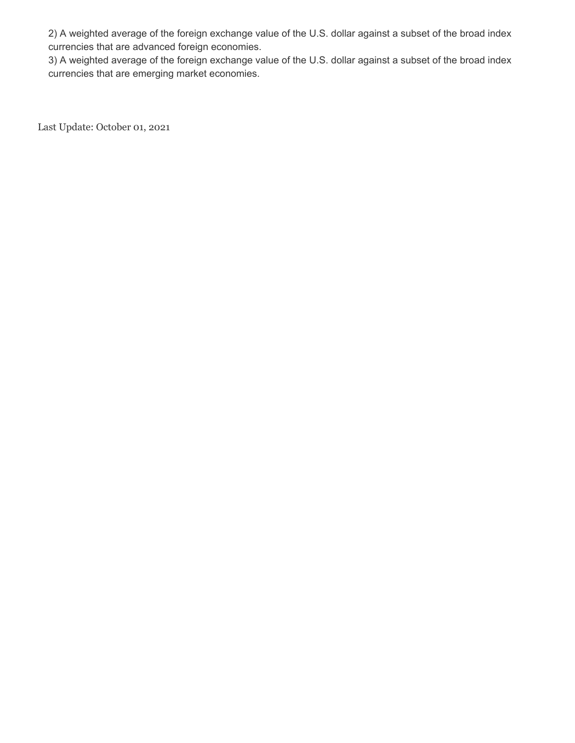2) A weighted average of the foreign exchange value of the U.S. dollar against a subset of the broad index currencies that are advanced foreign economies.
3) A weighted average of the foreign exchange value of the U.S. dollar against a subset of the broad index currencies that are emerging market economies.

Last Update: October 01, 2021